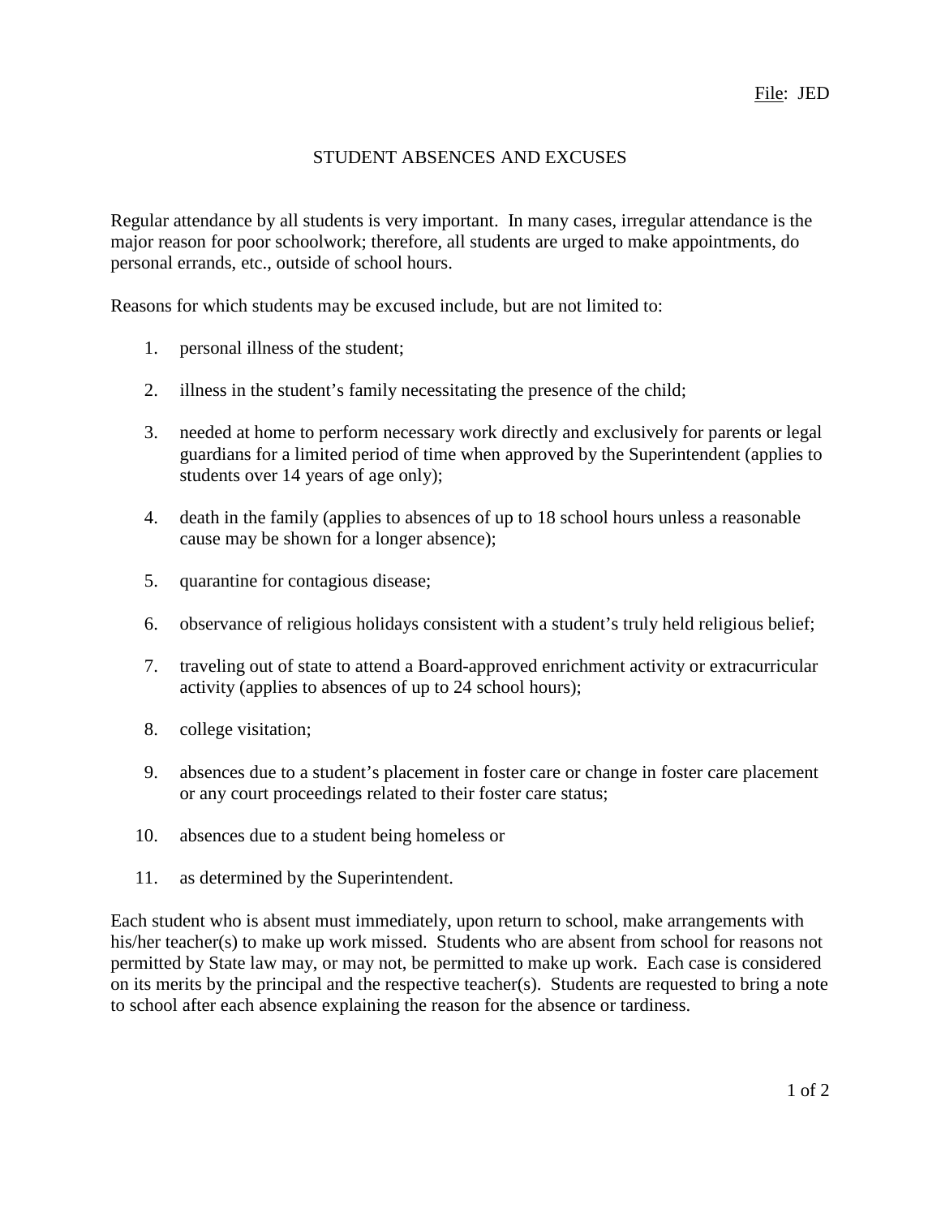File: JED

# STUDENT ABSENCES AND EXCUSES

Regular attendance by all students is very important. In many cases, irregular attendance is the major reason for poor schoolwork; therefore, all students are urged to make appointments, do personal errands, etc., outside of school hours.

Reasons for which students may be excused include, but are not limited to:

1. personal illness of the student;
2. illness in the student's family necessitating the presence of the child;
3. needed at home to perform necessary work directly and exclusively for parents or legal guardians for a limited period of time when approved by the Superintendent (applies to students over 14 years of age only);
4. death in the family (applies to absences of up to 18 school hours unless a reasonable cause may be shown for a longer absence);
5. quarantine for contagious disease;
6. observance of religious holidays consistent with a student's truly held religious belief;
7. traveling out of state to attend a Board-approved enrichment activity or extracurricular activity (applies to absences of up to 24 school hours);
8. college visitation;
9. absences due to a student's placement in foster care or change in foster care placement or any court proceedings related to their foster care status;
10. absences due to a student being homeless or
11. as determined by the Superintendent.

Each student who is absent must immediately, upon return to school, make arrangements with his/her teacher(s) to make up work missed. Students who are absent from school for reasons not permitted by State law may, or may not, be permitted to make up work. Each case is considered on its merits by the principal and the respective teacher(s). Students are requested to bring a note to school after each absence explaining the reason for the absence or tardiness.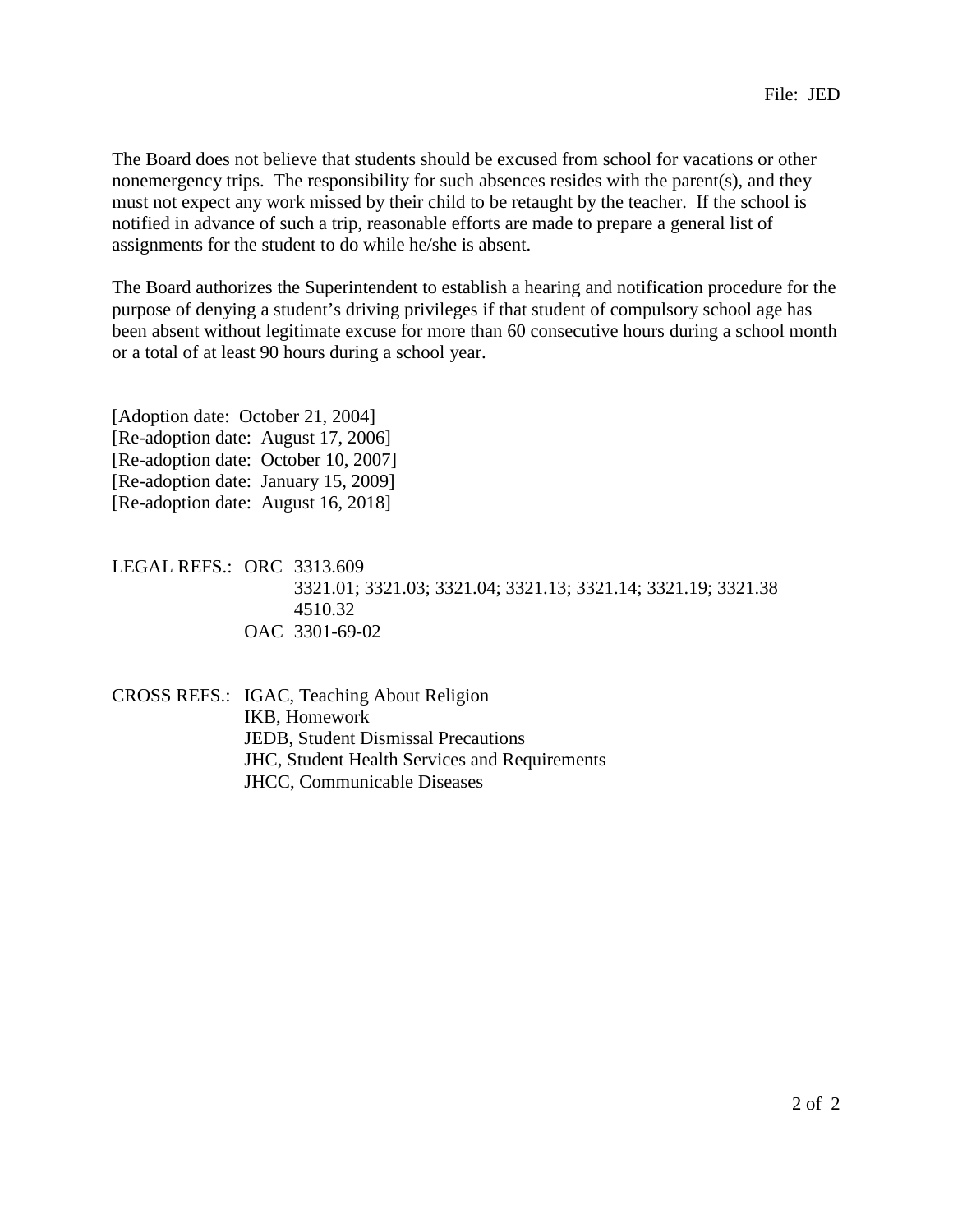The Board does not believe that students should be excused from school for vacations or other nonemergency trips. The responsibility for such absences resides with the parent(s), and they must not expect any work missed by their child to be retaught by the teacher. If the school is notified in advance of such a trip, reasonable efforts are made to prepare a general list of assignments for the student to do while he/she is absent.

The Board authorizes the Superintendent to establish a hearing and notification procedure for the purpose of denying a student's driving privileges if that student of compulsory school age has been absent without legitimate excuse for more than 60 consecutive hours during a school month or a total of at least 90 hours during a school year.

[Adoption date: October 21, 2004]
[Re-adoption date: August 17, 2006]
[Re-adoption date: October 10, 2007]
[Re-adoption date: January 15, 2009]
[Re-adoption date: August 16, 2018]

LEGAL REFS.: ORC 3313.609
3321.01; 3321.03; 3321.04; 3321.13; 3321.14; 3321.19; 3321.38
4510.32
OAC 3301-69-02

CROSS REFS.: IGAC, Teaching About Religion
IKB, Homework
JEDB, Student Dismissal Precautions
JHC, Student Health Services and Requirements
JHCC, Communicable Diseases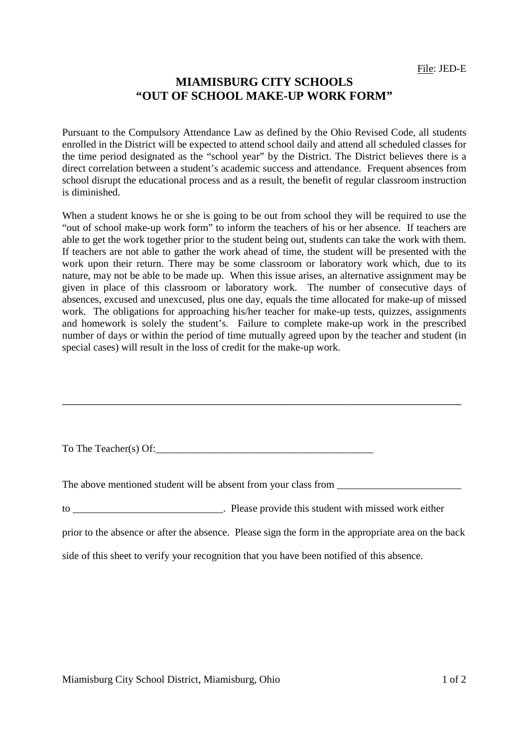File: JED-E

# MIAMISBURG CITY SCHOOLS
# "OUT OF SCHOOL MAKE-UP WORK FORM"

Pursuant to the Compulsory Attendance Law as defined by the Ohio Revised Code, all students enrolled in the District will be expected to attend school daily and attend all scheduled classes for the time period designated as the "school year" by the District. The District believes there is a direct correlation between a student's academic success and attendance. Frequent absences from school disrupt the educational process and as a result, the benefit of regular classroom instruction is diminished.

When a student knows he or she is going to be out from school they will be required to use the "out of school make-up work form" to inform the teachers of his or her absence. If teachers are able to get the work together prior to the student being out, students can take the work with them. If teachers are not able to gather the work ahead of time, the student will be presented with the work upon their return. There may be some classroom or laboratory work which, due to its nature, may not be able to be made up. When this issue arises, an alternative assignment may be given in place of this classroom or laboratory work. The number of consecutive days of absences, excused and unexcused, plus one day, equals the time allocated for make-up of missed work. The obligations for approaching his/her teacher for make-up tests, quizzes, assignments and homework is solely the student's. Failure to complete make-up work in the prescribed number of days or within the period of time mutually agreed upon by the teacher and student (in special cases) will result in the loss of credit for the make-up work.

---

To The Teacher(s) Of:___________________________________________

The above mentioned student will be absent from your class from ________________________

to _____________________________. Please provide this student with missed work either prior to the absence or after the absence. Please sign the form in the appropriate area on the back side of this sheet to verify your recognition that you have been notified of this absence.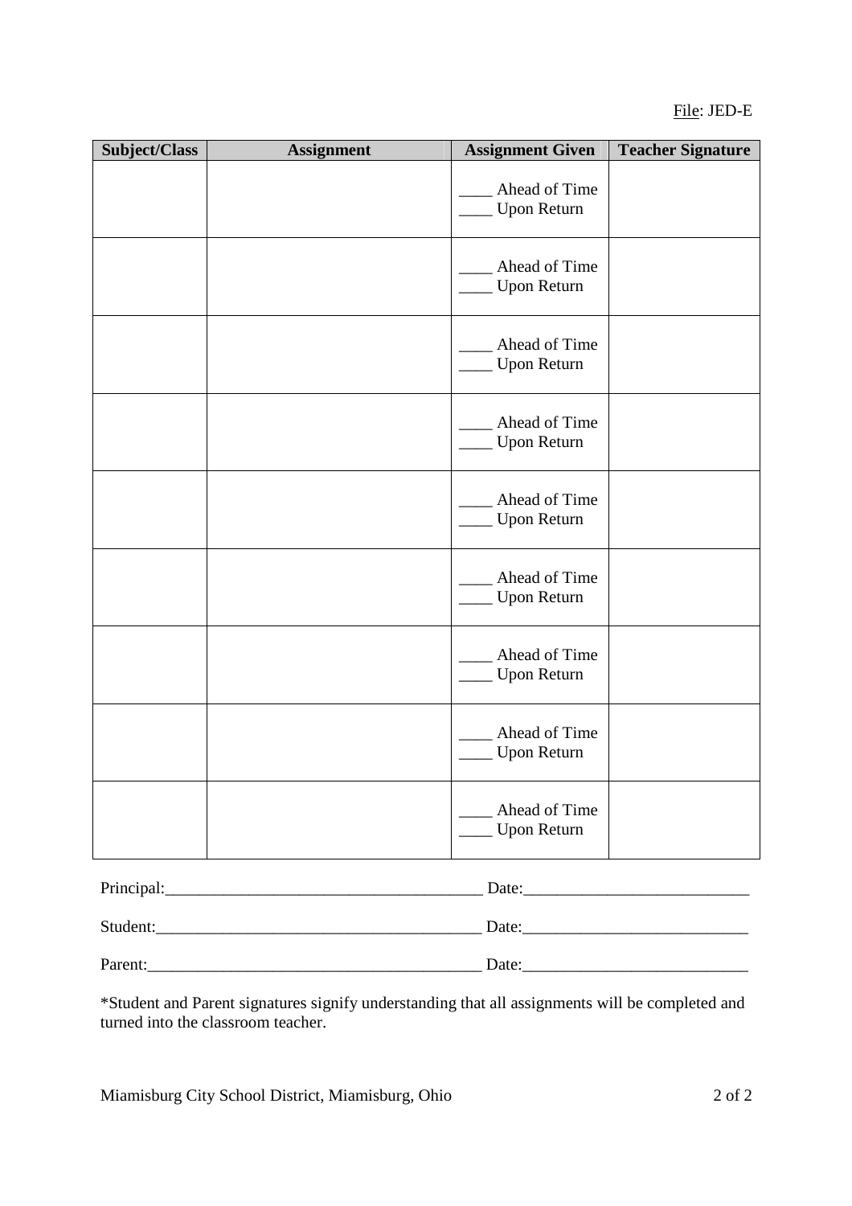File: JED-E

| Subject/Class | Assignment | Assignment Given | Teacher Signature |
|---|---|---|---|
| | | ____ Ahead of Time<br>____ Upon Return | |
| | | ____ Ahead of Time<br>____ Upon Return | |
| | | ____ Ahead of Time<br>____ Upon Return | |
| | | ____ Ahead of Time<br>____ Upon Return | |
| | | ____ Ahead of Time<br>____ Upon Return | |
| | | ____ Ahead of Time<br>____ Upon Return | |
| | | ____ Ahead of Time<br>____ Upon Return | |
| | | ____ Ahead of Time<br>____ Upon Return | |
| | | ____ Ahead of Time<br>____ Upon Return | |

Principal:_______________________________________ Date:___________________________

Student:________________________________________ Date:___________________________

Parent:_________________________________________ Date:___________________________

*Student and Parent signatures signify understanding that all assignments will be completed and turned into the classroom teacher.

Miamisburg City School District, Miamisburg, Ohio